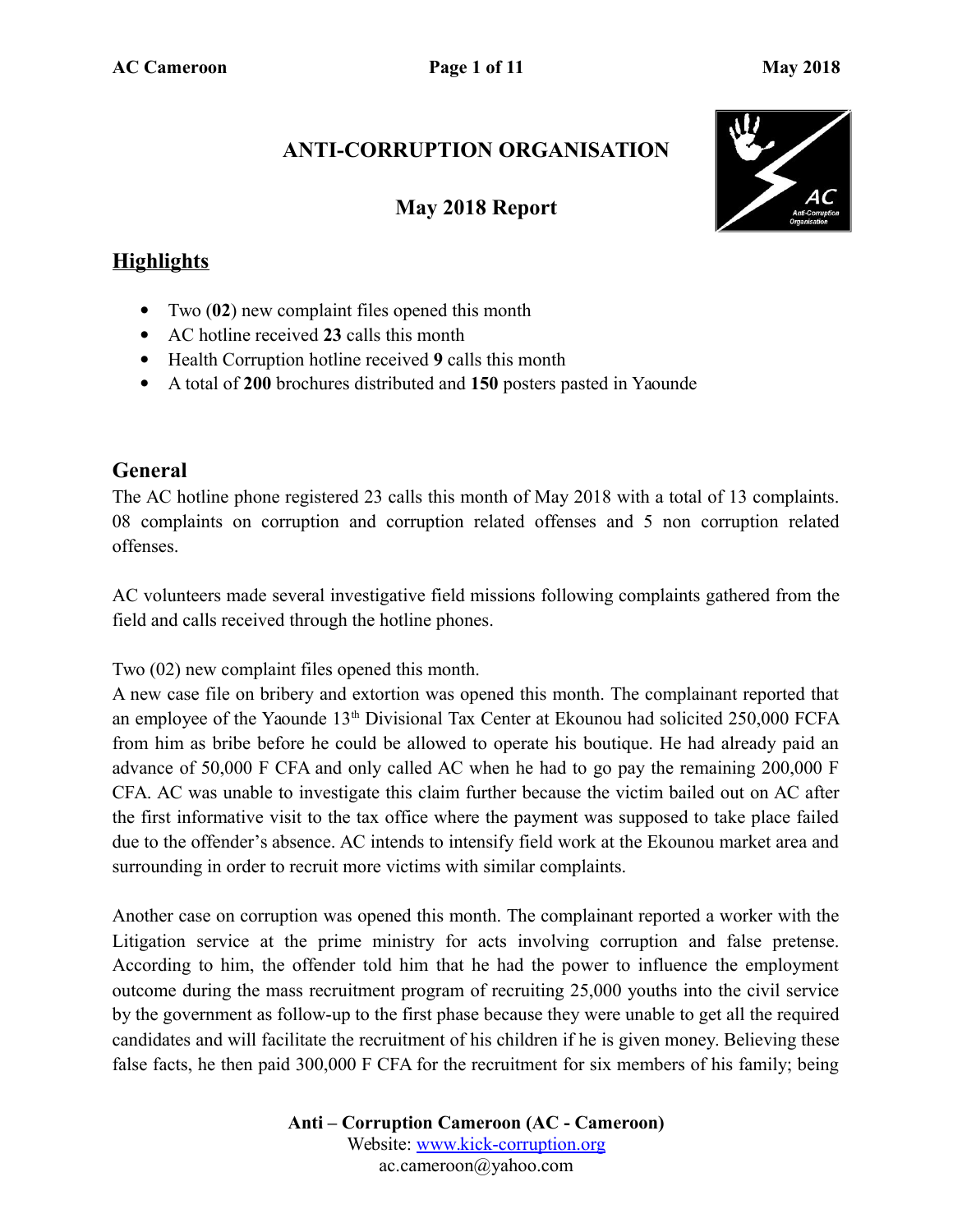#### ANTI-CORRUPTION ORGANISATION

## May 2018 Report

## Highlights

- Two (**02**) new complaint files opened this month
- AC hotline received **23** calls this month
- Health Corruption hotline received **9** calls this month
- A total of **200** brochures distributed and **150** posters pasted in Yaounde

## General

The AC hotline phone registered 23 calls this month of May 2018 with a total of 13 complaints. 08 complaints on corruption and corruption related offenses and 5 non corruption related offenses.

AC volunteers made several investigative field missions following complaints gathered from the field and calls received through the hotline phones.

Two (02) new complaint files opened this month.

A new case file on bribery and extortion was opened this month. The complainant reported that an employee of the Yaounde 13th Divisional Tax Center at Ekounou had solicited 250,000 FCFA from him as bribe before he could be allowed to operate his boutique. He had already paid an advance of 50,000 F CFA and only called AC when he had to go pay the remaining 200,000 F CFA. AC was unable to investigate this claim further because the victim bailed out on AC after the first informative visit to the tax office where the payment was supposed to take place failed due to the offender's absence. AC intends to intensify field work at the Ekounou market area and surrounding in order to recruit more victims with similar complaints.

Another case on corruption was opened this month. The complainant reported a worker with the Litigation service at the prime ministry for acts involving corruption and false pretense. According to him, the offender told him that he had the power to influence the employment outcome during the mass recruitment program of recruiting 25,000 youths into the civil service by the government as follow-up to the first phase because they were unable to get all the required candidates and will facilitate the recruitment of his children if he is given money. Believing these false facts, he then paid 300,000 F CFA for the recruitment for six members of his family; being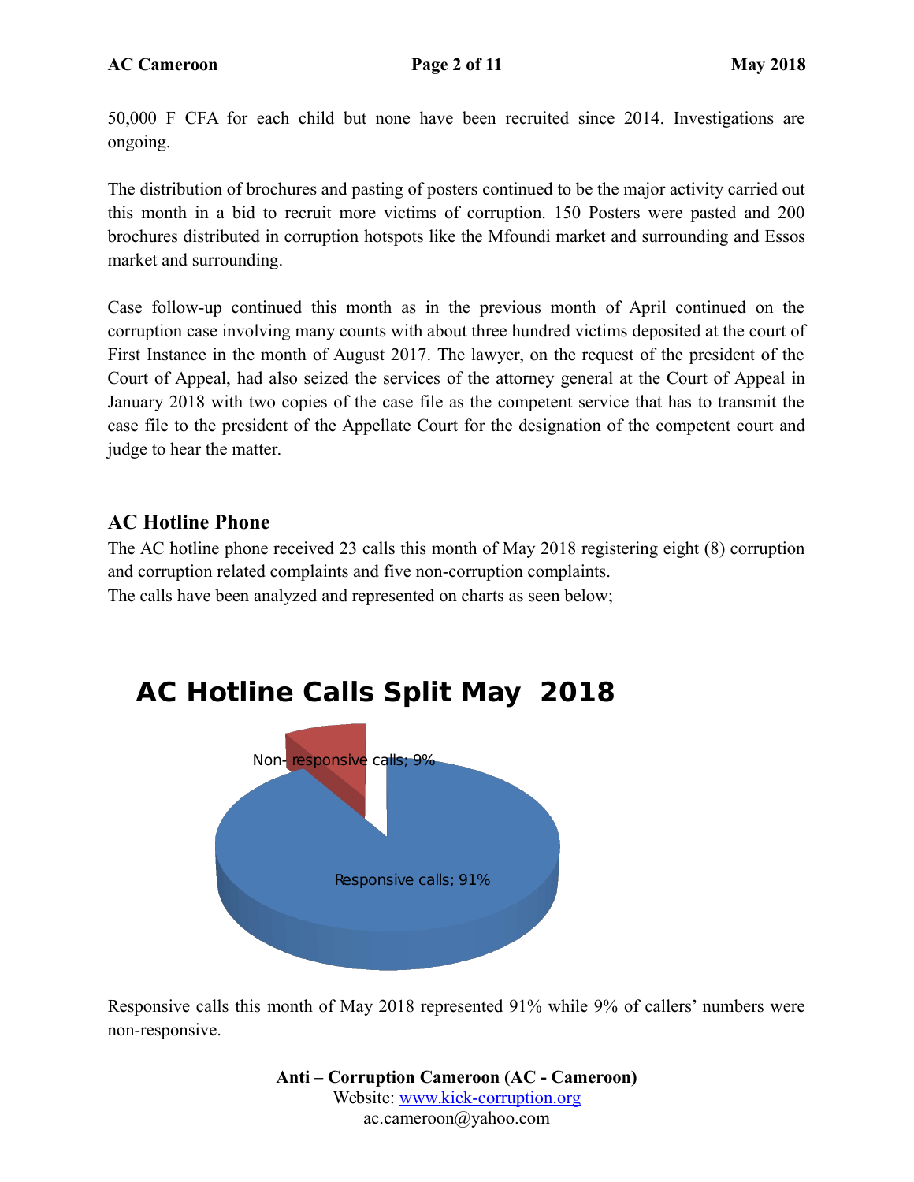50,000 F CFA for each child but none have been recruited since 2014. Investigations are ongoing.

The distribution of brochures and pasting of posters continued to be the major activity carried out this month in a bid to recruit more victims of corruption. 150 Posters were pasted and 200 brochures distributed in corruption hotspots like the Mfoundi market and surrounding and Essos market and surrounding.

Case follow-up continued this month as in the previous month of April continued on the corruption case involving many counts with about three hundred victims deposited at the court of First Instance in the month of August 2017. The lawyer, on the request of the president of the Court of Appeal, had also seized the services of the attorney general at the Court of Appeal in January 2018 with two copies of the case file as the competent service that has to transmit the case file to the president of the Appellate Court for the designation of the competent court and judge to hear the matter.

## AC Hotline Phone

The AC hotline phone received 23 calls this month of May 2018 registering eight (8) corruption and corruption related complaints and five non-corruption complaints.
The calls have been analyzed and represented on charts as seen below;

**AC Hotline Calls Split May 2018**

Non- responsive calls; 9%

Responsive calls; 91%

Responsive calls this month of May 2018 represented 91% while 9% of callers' numbers were non-responsive.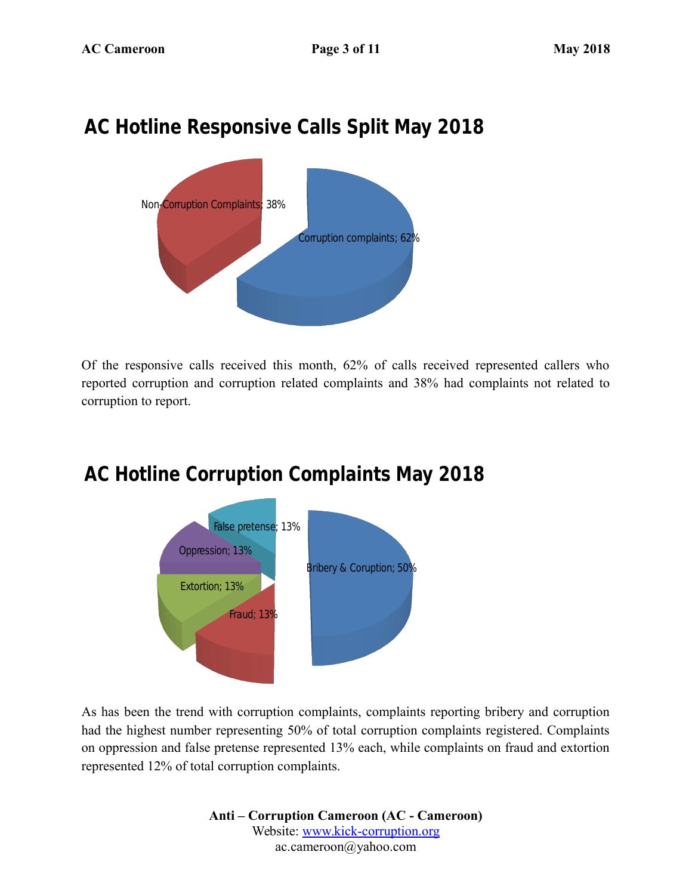## AC Hotline Responsive Calls Split May 2018

Non-Corruption Complaints; 38%

Corruption complaints; 62%

Of the responsive calls received this month, 62% of calls received represented callers who reported corruption and corruption related complaints and 38% had complaints not related to corruption to report.

## AC Hotline Corruption Complaints May 2018

False pretense; 13%

Oppression; 13%

Extortion; 13%

Fraud; 13%

Bribery & Coruption; 50%

As has been the trend with corruption complaints, complaints reporting bribery and corruption had the highest number representing 50% of total corruption complaints registered. Complaints on oppression and false pretense represented 13% each, while complaints on fraud and extortion represented 12% of total corruption complaints.

**Anti – Corruption Cameroon (AC - Cameroon)**
Website: www.kick-corruption.org
ac.cameroon@yahoo.com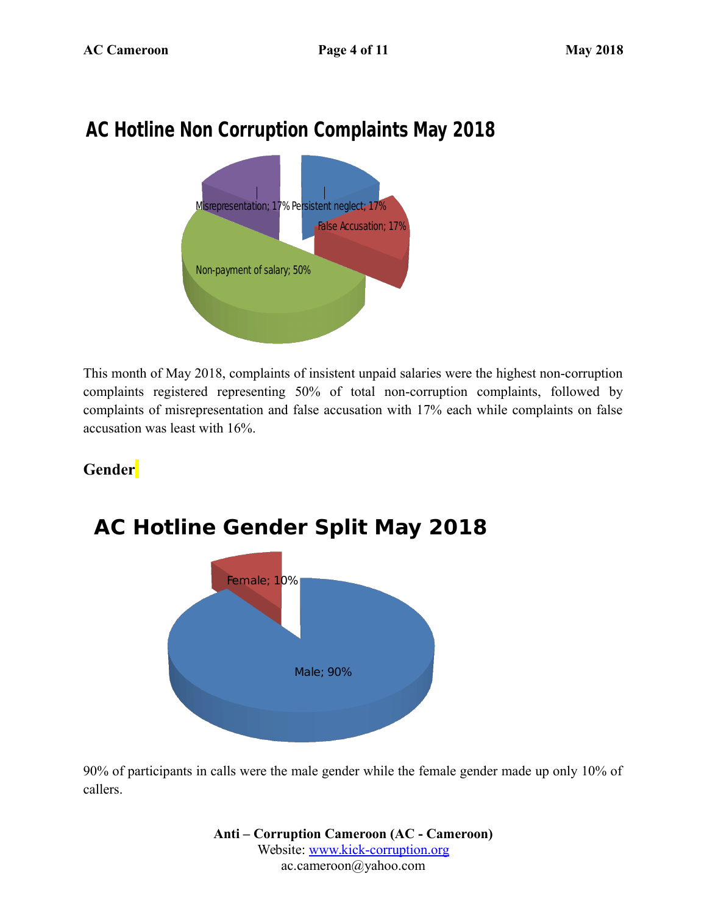## AC Hotline Non Corruption Complaints May 2018

Misrepresentation; 17% Persistent neglect; 17%

False Accusation; 17%

Non-payment of salary; 50%

This month of May 2018, complaints of insistent unpaid salaries were the highest non-corruption complaints registered representing 50% of total non-corruption complaints, followed by complaints of misrepresentation and false accusation with 17% each while complaints on false accusation was least with 16%.

**Gender**

## AC Hotline Gender Split May 2018

Female; 10%

Male; 90%

90% of participants in calls were the male gender while the female gender made up only 10% of callers.

**Anti – Corruption Cameroon (AC - Cameroon)**
Website: www.kick-corruption.org
ac.cameroon@yahoo.com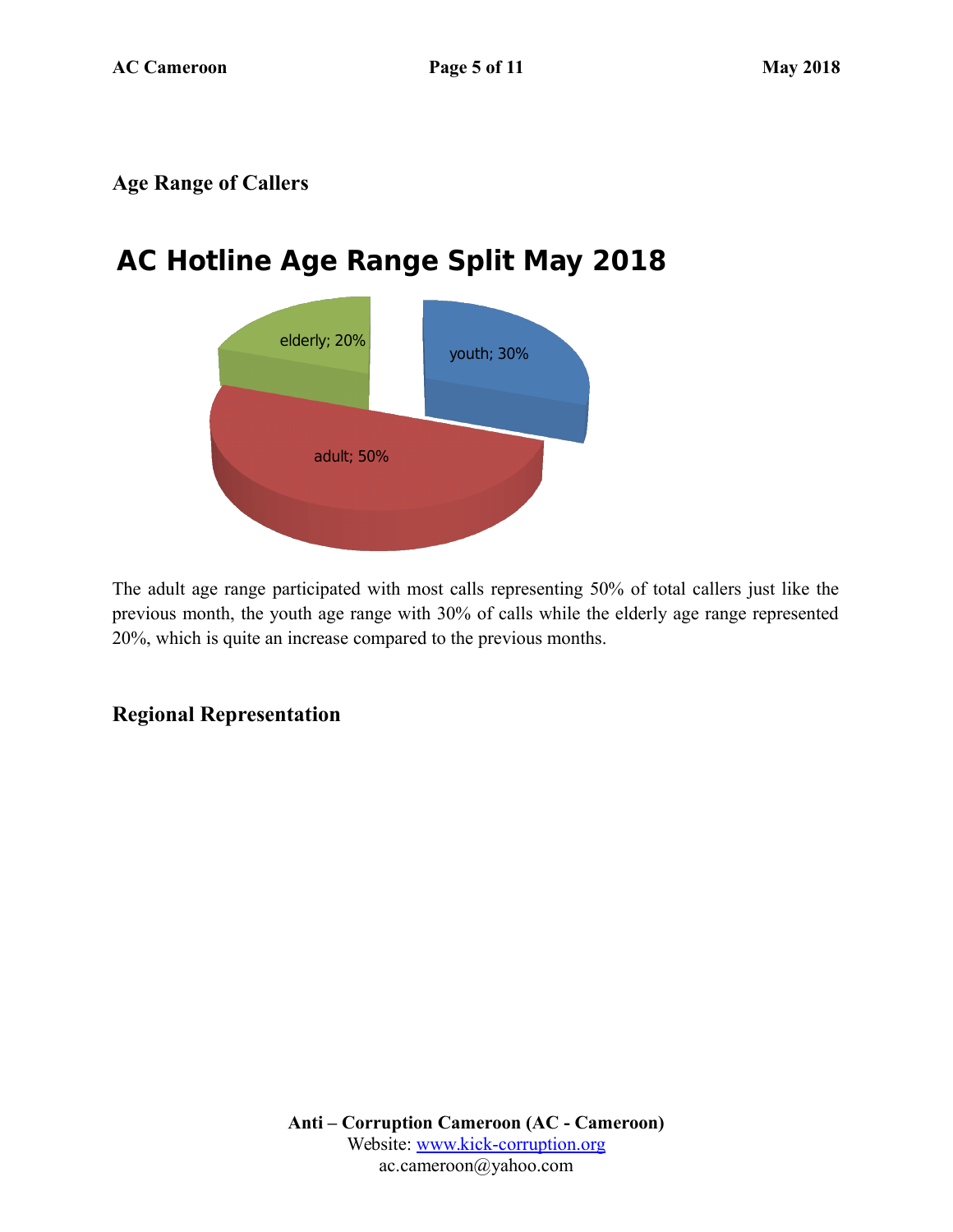## Age Range of Callers

**AC Hotline Age Range Split May 2018**

elderly; 20%

youth; 30%

adult; 50%

The adult age range participated with most calls representing 50% of total callers just like the previous month, the youth age range with 30% of calls while the elderly age range represented 20%, which is quite an increase compared to the previous months.

## Regional Representation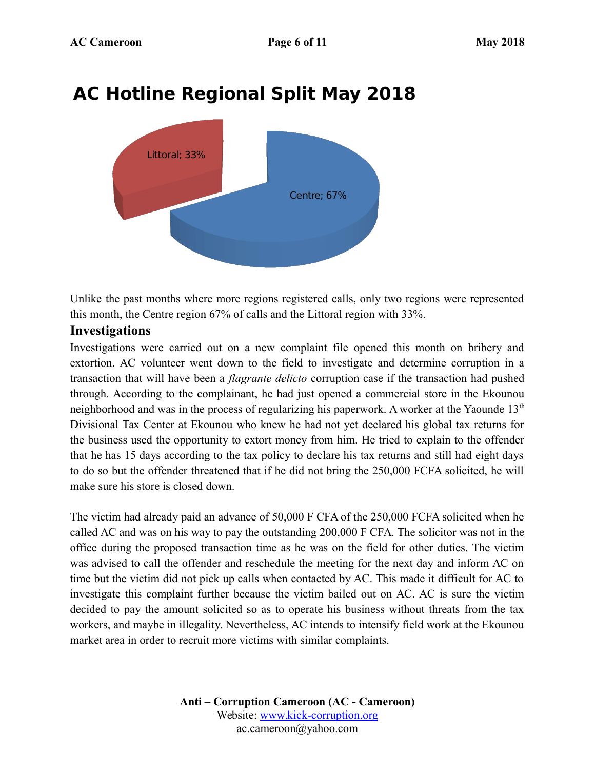## AC Hotline Regional Split May 2018

Littoral; 33%

Centre; 67%

Unlike the past months where more regions registered calls, only two regions were represented this month, the Centre region 67% of calls and the Littoral region with 33%.

### Investigations

Investigations were carried out on a new complaint file opened this month on bribery and extortion. AC volunteer went down to the field to investigate and determine corruption in a transaction that will have been a *flagrante delicto* corruption case if the transaction had pushed through. According to the complainant, he had just opened a commercial store in the Ekounou neighborhood and was in the process of regularizing his paperwork. A worker at the Yaounde 13th Divisional Tax Center at Ekounou who knew he had not yet declared his global tax returns for the business used the opportunity to extort money from him. He tried to explain to the offender that he has 15 days according to the tax policy to declare his tax returns and still had eight days to do so but the offender threatened that if he did not bring the 250,000 FCFA solicited, he will make sure his store is closed down.

The victim had already paid an advance of 50,000 F CFA of the 250,000 FCFA solicited when he called AC and was on his way to pay the outstanding 200,000 F CFA. The solicitor was not in the office during the proposed transaction time as he was on the field for other duties. The victim was advised to call the offender and reschedule the meeting for the next day and inform AC on time but the victim did not pick up calls when contacted by AC. This made it difficult for AC to investigate this complaint further because the victim bailed out on AC. AC is sure the victim decided to pay the amount solicited so as to operate his business without threats from the tax workers, and maybe in illegality. Nevertheless, AC intends to intensify field work at the Ekounou market area in order to recruit more victims with similar complaints.

**Anti – Corruption Cameroon (AC - Cameroon)**
Website: www.kick-corruption.org
ac.cameroon@yahoo.com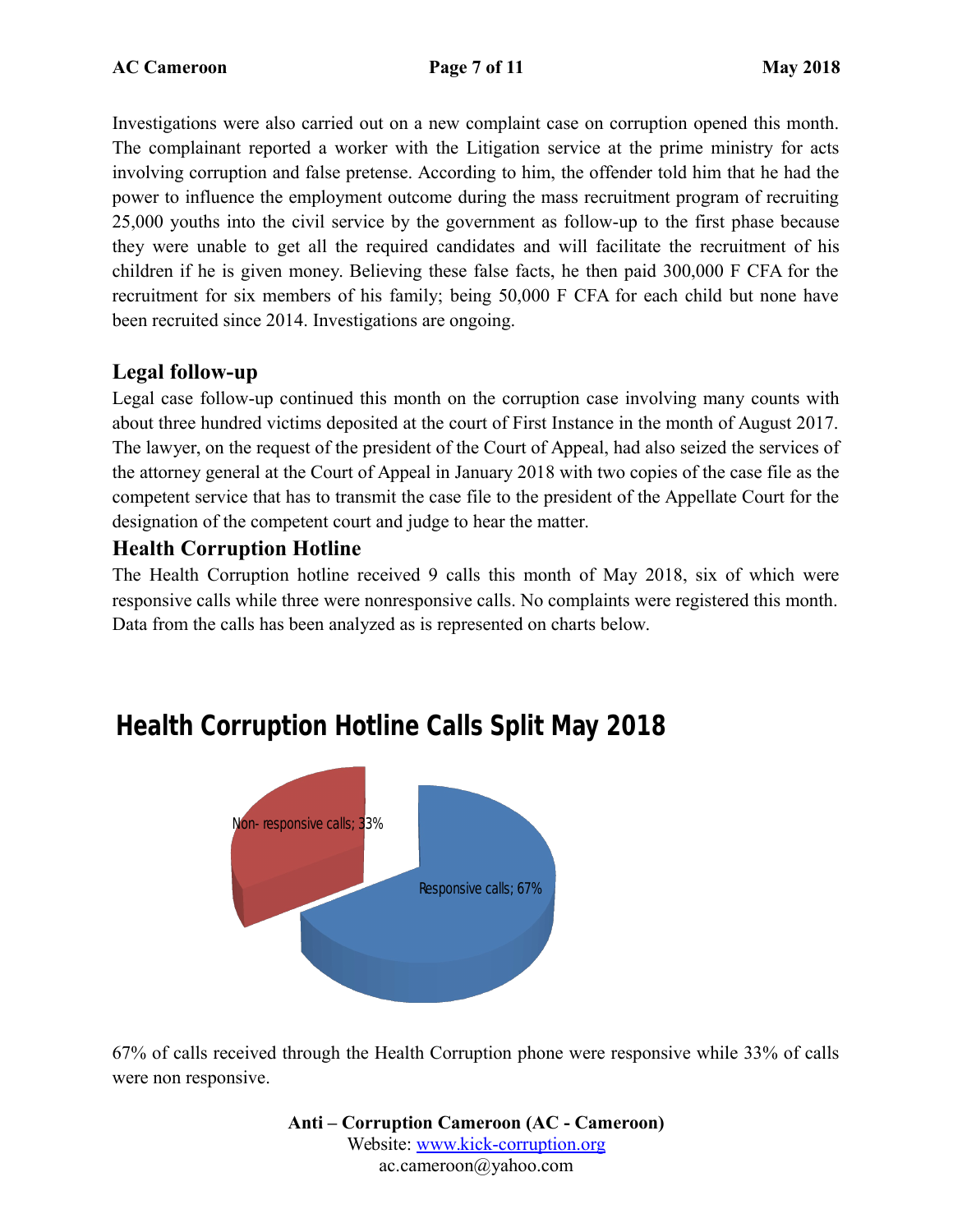Investigations were also carried out on a new complaint case on corruption opened this month. The complainant reported a worker with the Litigation service at the prime ministry for acts involving corruption and false pretense. According to him, the offender told him that he had the power to influence the employment outcome during the mass recruitment program of recruiting 25,000 youths into the civil service by the government as follow-up to the first phase because they were unable to get all the required candidates and will facilitate the recruitment of his children if he is given money. Believing these false facts, he then paid 300,000 F CFA for the recruitment for six members of his family; being 50,000 F CFA for each child but none have been recruited since 2014. Investigations are ongoing.

## Legal follow-up

Legal case follow-up continued this month on the corruption case involving many counts with about three hundred victims deposited at the court of First Instance in the month of August 2017. The lawyer, on the request of the president of the Court of Appeal, had also seized the services of the attorney general at the Court of Appeal in January 2018 with two copies of the case file as the competent service that has to transmit the case file to the president of the Appellate Court for the designation of the competent court and judge to hear the matter.

## Health Corruption Hotline

The Health Corruption hotline received 9 calls this month of May 2018, six of which were responsive calls while three were nonresponsive calls. No complaints were registered this month. Data from the calls has been analyzed as is represented on charts below.

**Health Corruption Hotline Calls Split May 2018**

Non- responsive calls; 33%

Responsive calls; 67%

67% of calls received through the Health Corruption phone were responsive while 33% of calls were non responsive.

**Anti – Corruption Cameroon (AC - Cameroon)**
Website: [www.kick-corruption.org](http://www.kick-corruption.org)
ac.cameroon@yahoo.com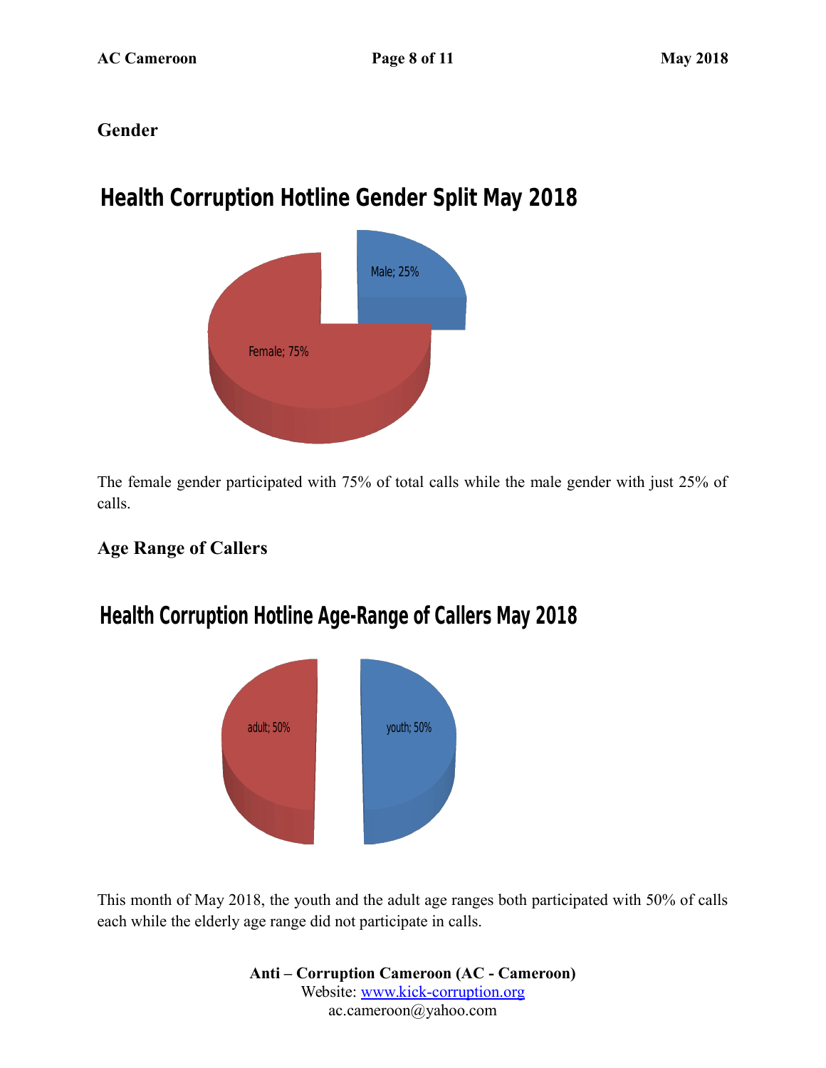### Gender

**Health Corruption Hotline Gender Split May 2018**

Male; 25%

Female; 75%

The female gender participated with 75% of total calls while the male gender with just 25% of calls.

### Age Range of Callers

**Health Corruption Hotline Age-Range of Callers May 2018**

adult; 50%

youth; 50%

This month of May 2018, the youth and the adult age ranges both participated with 50% of calls each while the elderly age range did not participate in calls.

**Anti – Corruption Cameroon (AC - Cameroon)**
Website: www.kick-corruption.org
ac.cameroon@yahoo.com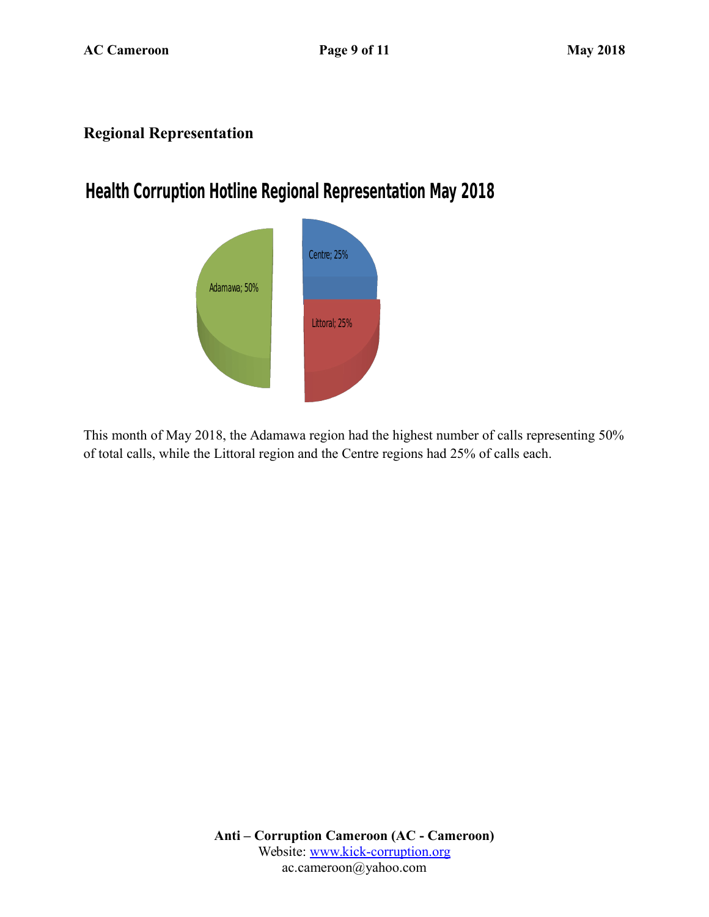## Regional Representation

**Health Corruption Hotline Regional Representation May 2018**

Centre; 25%

Adamawa; 50%

Littoral; 25%

This month of May 2018, the Adamawa region had the highest number of calls representing 50% of total calls, while the Littoral region and the Centre regions had 25% of calls each.

**Anti – Corruption Cameroon (AC - Cameroon)**
Website: www.kick-corruption.org
ac.cameroon@yahoo.com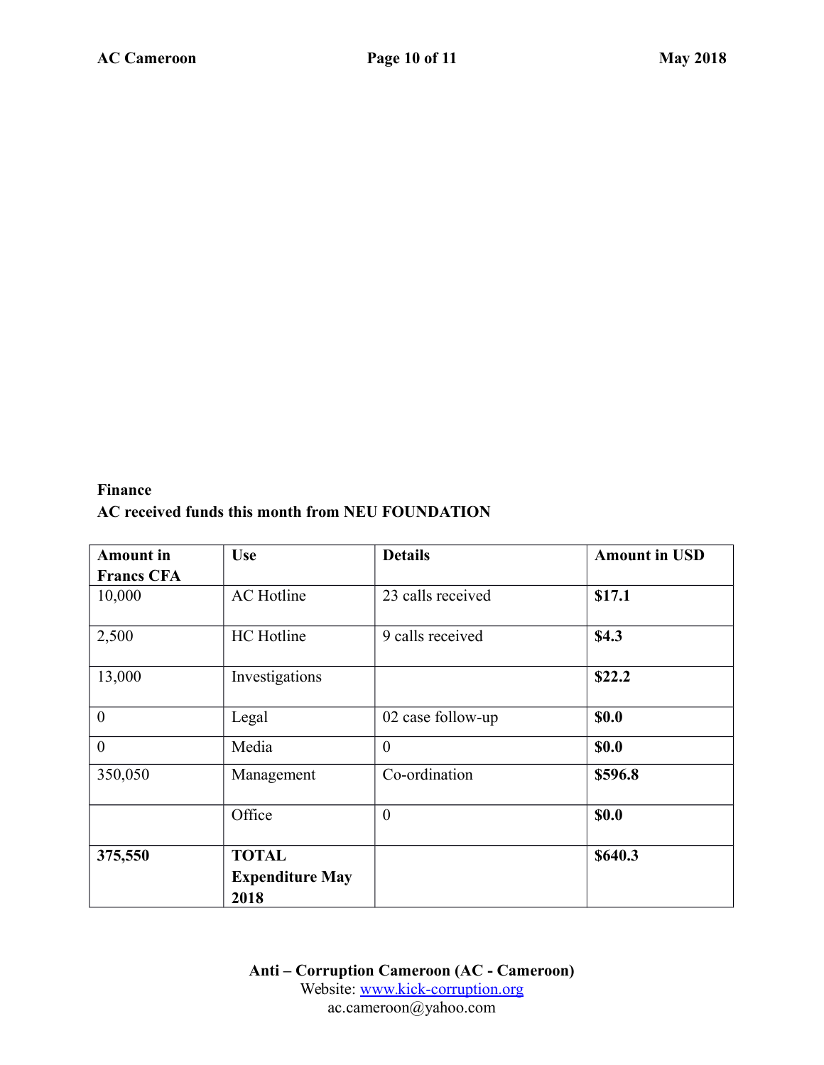**Finance**

**AC received funds this month from NEU FOUNDATION**

| Amount in Francs CFA | Use | Details | Amount in USD |
|---|---|---|---|
| 10,000 | AC Hotline | 23 calls received | **$17.1** |
| 2,500 | HC Hotline | 9 calls received | **$4.3** |
| 13,000 | Investigations | | **$22.2** |
| 0 | Legal | 02 case follow-up | **$0.0** |
| 0 | Media | 0 | **$0.0** |
| 350,050 | Management | Co-ordination | **$596.8** |
| | Office | 0 | **$0.0** |
| **375,550** | **TOTAL Expenditure May 2018** | | **$640.3** |

**Anti – Corruption Cameroon (AC - Cameroon)**
Website: www.kick-corruption.org
ac.cameroon@yahoo.com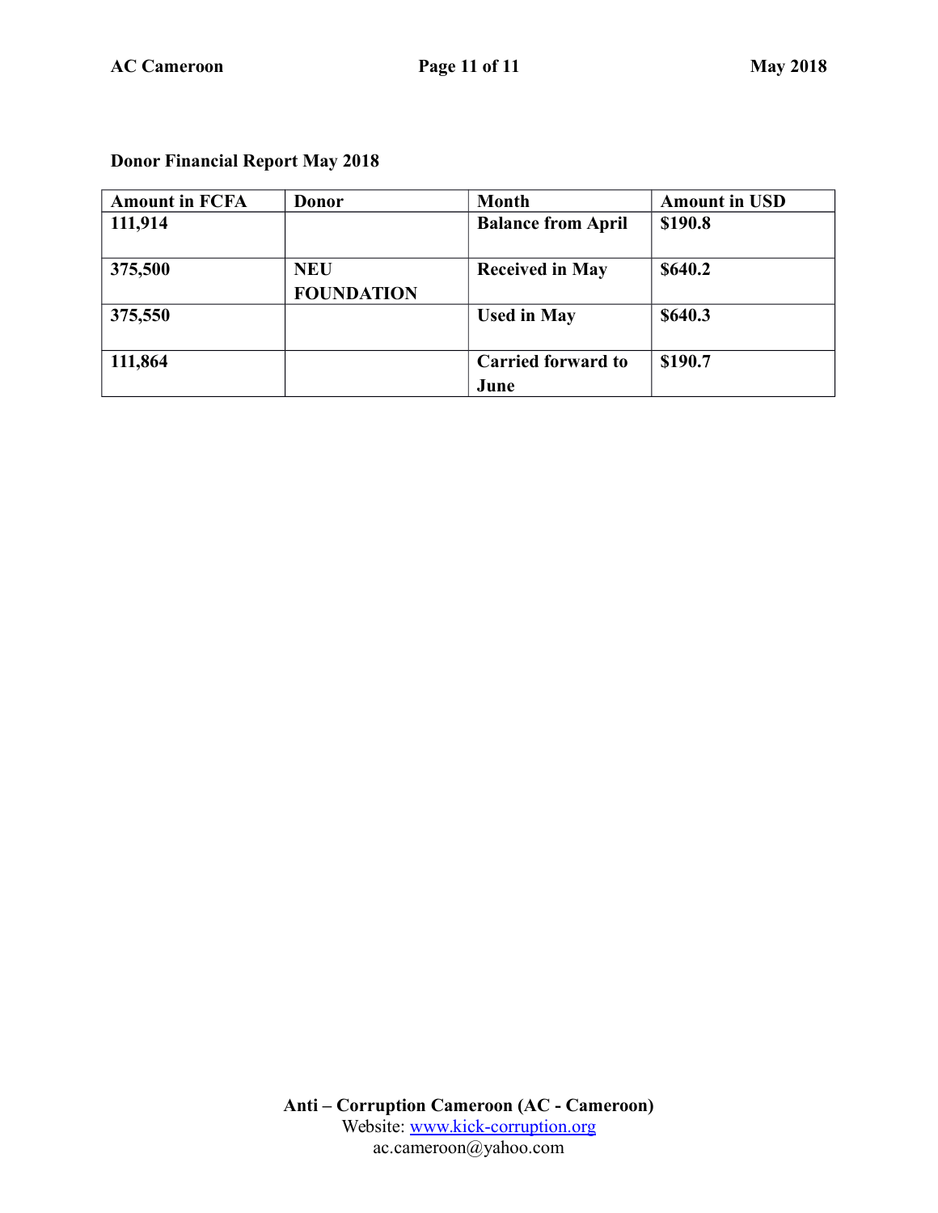**Donor Financial Report May 2018**

| Amount in FCFA | Donor | Month | Amount in USD |
| --- | --- | --- | --- |
| 111,914 | | Balance from April | $190.8 |
| 375,500 | NEU FOUNDATION | Received in May | $640.2 |
| 375,550 | | Used in May | $640.3 |
| 111,864 | | Carried forward to June | $190.7 |

**Anti – Corruption Cameroon (AC - Cameroon)**
Website: www.kick-corruption.org
ac.cameroon@yahoo.com